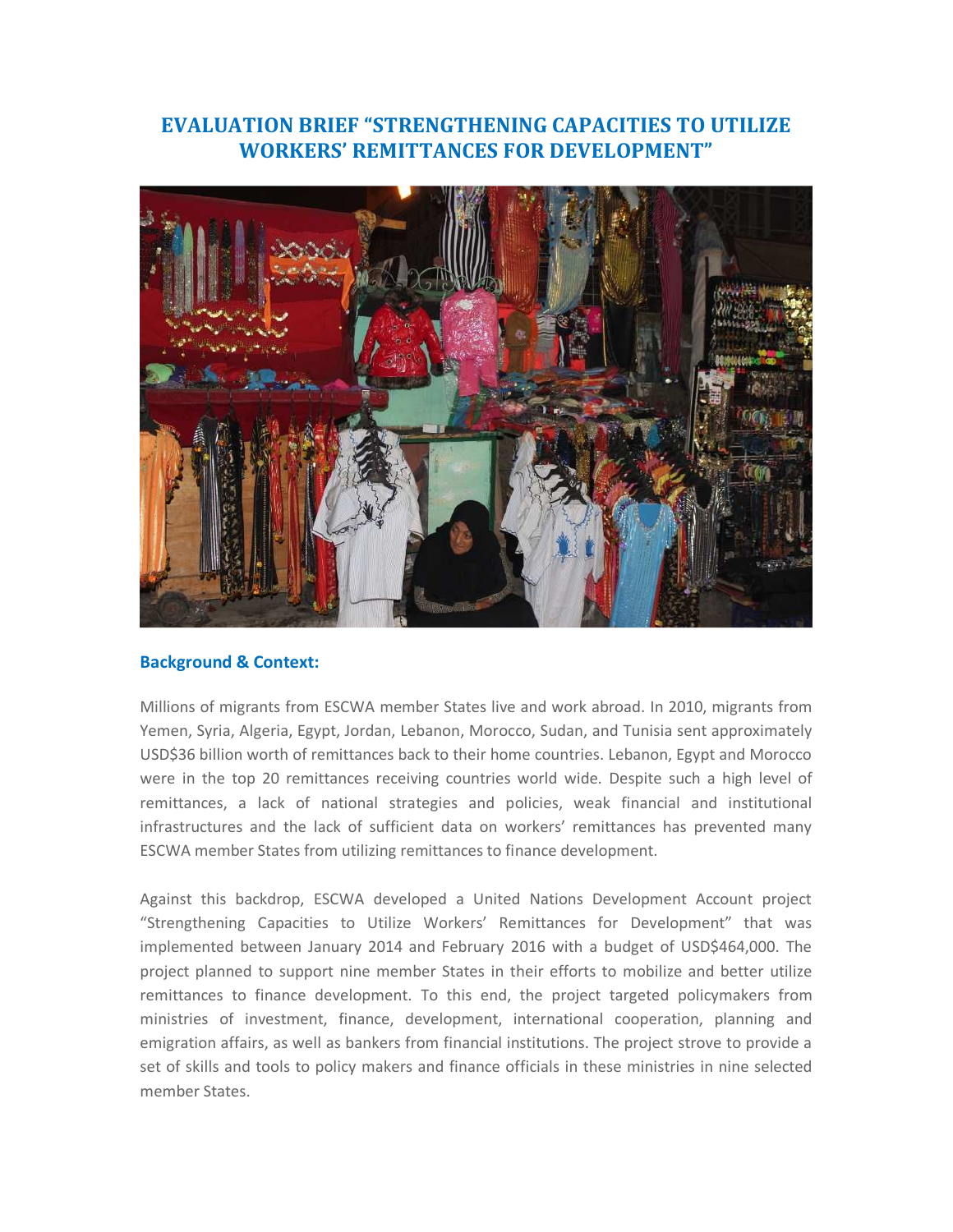# EVALUATION BRIEF "STRENGTHENING CAPACITIES TO UTILIZE WORKERS' REMITTANCES FOR DEVELOPMENT"

## Background & Context:

Millions of migrants from ESCWA member States live and work abroad. In 2010, migrants from Yemen, Syria, Algeria, Egypt, Jordan, Lebanon, Morocco, Sudan, and Tunisia sent approximately USD$36 billion worth of remittances back to their home countries. Lebanon, Egypt and Morocco were in the top 20 remittances receiving countries world wide. Despite such a high level of remittances, a lack of national strategies and policies, weak financial and institutional infrastructures and the lack of sufficient data on workers' remittances has prevented many ESCWA member States from utilizing remittances to finance development.

Against this backdrop, ESCWA developed a United Nations Development Account project "Strengthening Capacities to Utilize Workers' Remittances for Development" that was implemented between January 2014 and February 2016 with a budget of USD$464,000. The project planned to support nine member States in their efforts to mobilize and better utilize remittances to finance development. To this end, the project targeted policymakers from ministries of investment, finance, development, international cooperation, planning and emigration affairs, as well as bankers from financial institutions. The project strove to provide a set of skills and tools to policy makers and finance officials in these ministries in nine selected member States.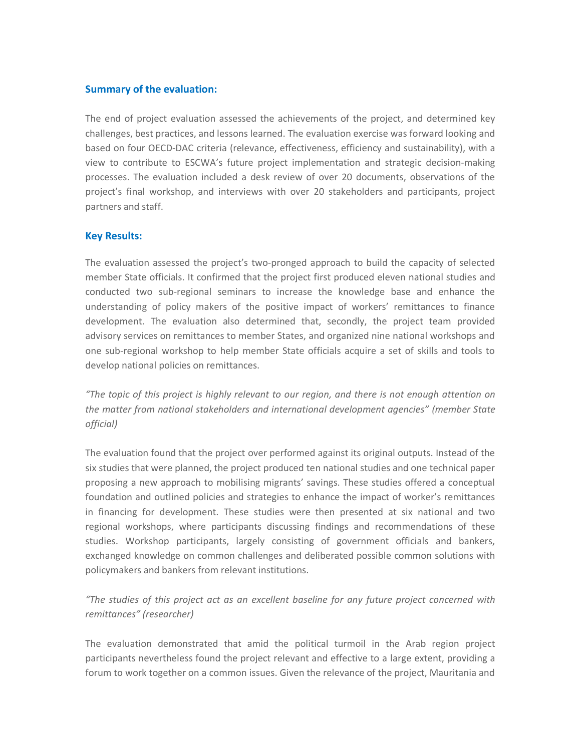### Summary of the evaluation:

The end of project evaluation assessed the achievements of the project, and determined key challenges, best practices, and lessons learned. The evaluation exercise was forward looking and based on four OECD-DAC criteria (relevance, effectiveness, efficiency and sustainability), with a view to contribute to ESCWA's future project implementation and strategic decision-making processes. The evaluation included a desk review of over 20 documents, observations of the project's final workshop, and interviews with over 20 stakeholders and participants, project partners and staff.

### Key Results:

The evaluation assessed the project's two-pronged approach to build the capacity of selected member State officials. It confirmed that the project first produced eleven national studies and conducted two sub-regional seminars to increase the knowledge base and enhance the understanding of policy makers of the positive impact of workers' remittances to finance development. The evaluation also determined that, secondly, the project team provided advisory services on remittances to member States, and organized nine national workshops and one sub-regional workshop to help member State officials acquire a set of skills and tools to develop national policies on remittances.

*"The topic of this project is highly relevant to our region, and there is not enough attention on the matter from national stakeholders and international development agencies" (member State official)*

The evaluation found that the project over performed against its original outputs. Instead of the six studies that were planned, the project produced ten national studies and one technical paper proposing a new approach to mobilising migrants' savings. These studies offered a conceptual foundation and outlined policies and strategies to enhance the impact of worker's remittances in financing for development. These studies were then presented at six national and two regional workshops, where participants discussing findings and recommendations of these studies. Workshop participants, largely consisting of government officials and bankers, exchanged knowledge on common challenges and deliberated possible common solutions with policymakers and bankers from relevant institutions.

*"The studies of this project act as an excellent baseline for any future project concerned with remittances" (researcher)*

The evaluation demonstrated that amid the political turmoil in the Arab region project participants nevertheless found the project relevant and effective to a large extent, providing a forum to work together on a common issues. Given the relevance of the project, Mauritania and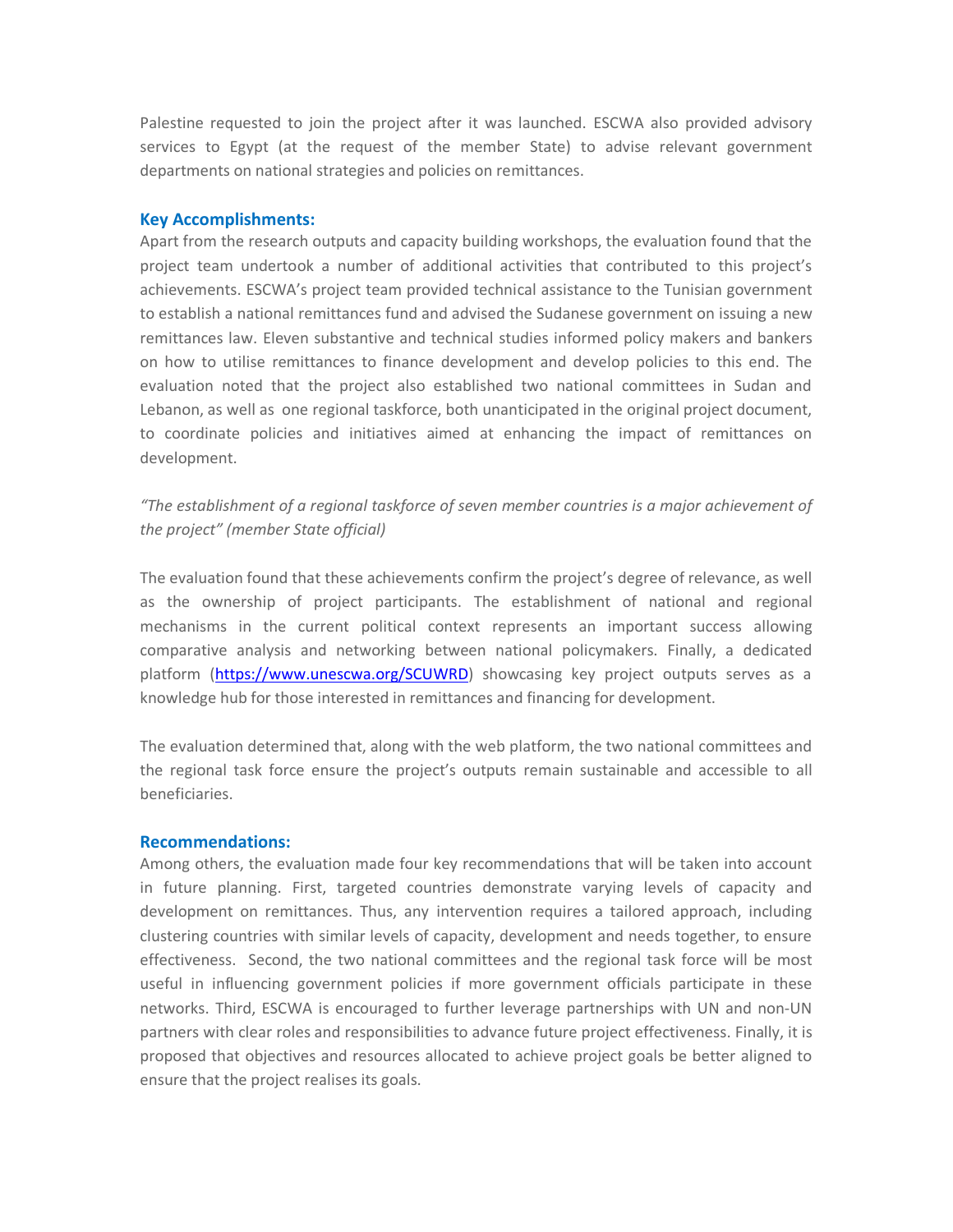Palestine requested to join the project after it was launched. ESCWA also provided advisory services to Egypt (at the request of the member State) to advise relevant government departments on national strategies and policies on remittances.

### Key Accomplishments:

Apart from the research outputs and capacity building workshops, the evaluation found that the project team undertook a number of additional activities that contributed to this project's achievements. ESCWA's project team provided technical assistance to the Tunisian government to establish a national remittances fund and advised the Sudanese government on issuing a new remittances law. Eleven substantive and technical studies informed policy makers and bankers on how to utilise remittances to finance development and develop policies to this end. The evaluation noted that the project also established two national committees in Sudan and Lebanon, as well as one regional taskforce, both unanticipated in the original project document, to coordinate policies and initiatives aimed at enhancing the impact of remittances on development.

*"The establishment of a regional taskforce of seven member countries is a major achievement of the project" (member State official)*

The evaluation found that these achievements confirm the project's degree of relevance, as well as the ownership of project participants. The establishment of national and regional mechanisms in the current political context represents an important success allowing comparative analysis and networking between national policymakers. Finally, a dedicated platform ([https://www.unescwa.org/SCUWRD](https://www.unescwa.org/SCUWRD)) showcasing key project outputs serves as a knowledge hub for those interested in remittances and financing for development.

The evaluation determined that, along with the web platform, the two national committees and the regional task force ensure the project's outputs remain sustainable and accessible to all beneficiaries.

### Recommendations:

Among others, the evaluation made four key recommendations that will be taken into account in future planning. First, targeted countries demonstrate varying levels of capacity and development on remittances. Thus, any intervention requires a tailored approach, including clustering countries with similar levels of capacity, development and needs together, to ensure effectiveness. Second, the two national committees and the regional task force will be most useful in influencing government policies if more government officials participate in these networks. Third, ESCWA is encouraged to further leverage partnerships with UN and non-UN partners with clear roles and responsibilities to advance future project effectiveness. Finally, it is proposed that objectives and resources allocated to achieve project goals be better aligned to ensure that the project realises its goals.